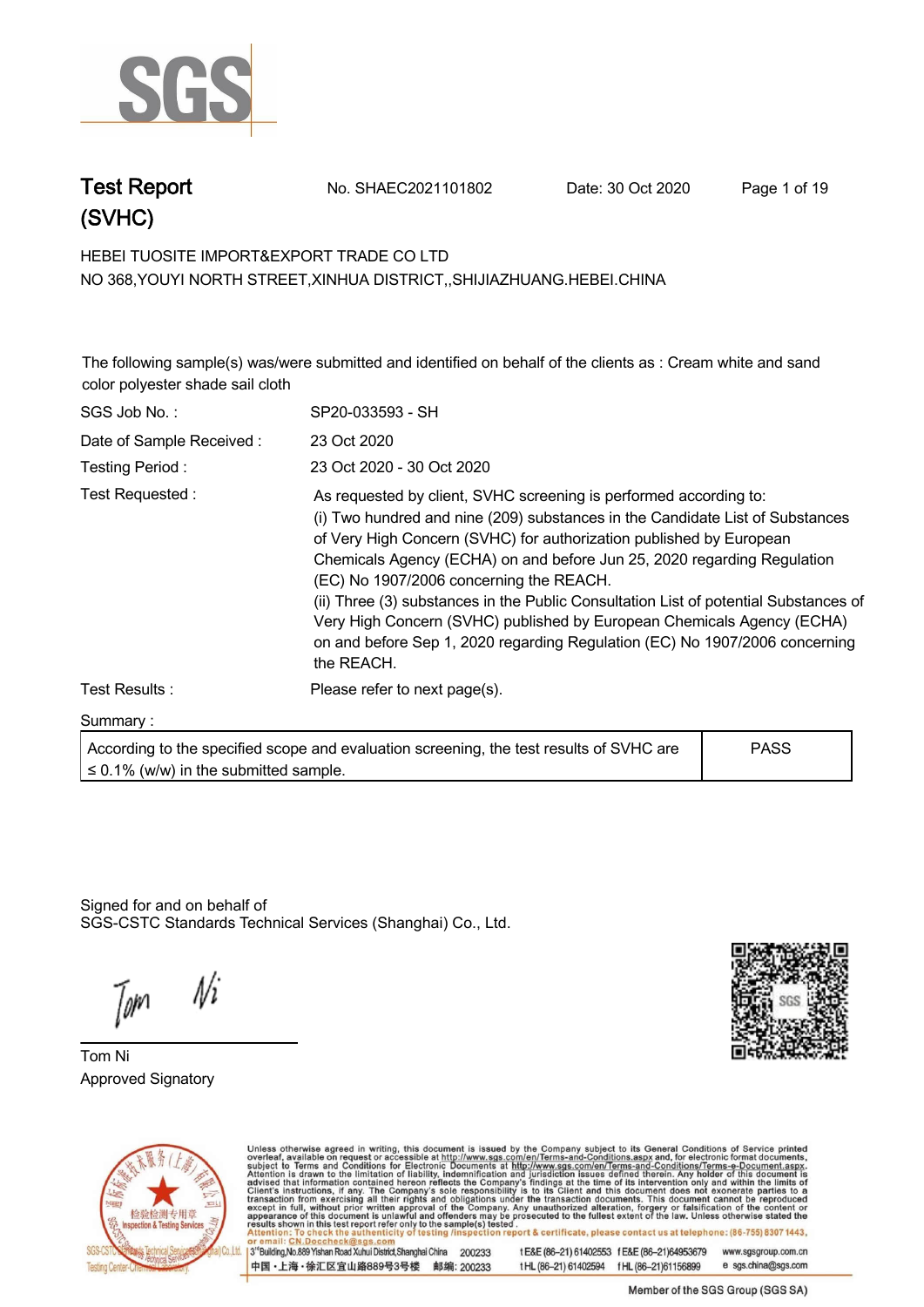# Test Report (SVHC)

No. SHAEC2021101802 Date: 30 Oct 2020

HEBEI TUOSITE IMPORT&EXPORT TRADE CO LTD
NO 368,YOUYI NORTH STREET,XINHUA DISTRICT,,SHIJIAZHUANG.HEBEI.CHINA

The following sample(s) was/were submitted and identified on behalf of the clients as : Cream white and sand color polyester shade sail cloth

| | |
|---|---|
| SGS Job No. : | SP20-033593 - SH |
| Date of Sample Received : | 23 Oct 2020 |
| Testing Period : | 23 Oct 2020 - 30 Oct 2020 |
| Test Requested : | As requested by client, SVHC screening is performed according to:<br>(i) Two hundred and nine (209) substances in the Candidate List of Substances of Very High Concern (SVHC) for authorization published by European Chemicals Agency (ECHA) on and before Jun 25, 2020 regarding Regulation (EC) No 1907/2006 concerning the REACH.<br>(ii) Three (3) substances in the Public Consultation List of potential Substances of Very High Concern (SVHC) published by European Chemicals Agency (ECHA) on and before Sep 1, 2020 regarding Regulation (EC) No 1907/2006 concerning the REACH. |
| Test Results : | Please refer to next page(s). |

Summary :

| | |
|---|---|
| According to the specified scope and evaluation screening, the test results of SVHC are ≤ 0.1% (w/w) in the submitted sample. | PASS |

Signed for and on behalf of
SGS-CSTC Standards Technical Services (Shanghai) Co., Ltd.

Tom Ni
Approved Signatory

Unless otherwise agreed in writing, this document is issued by the Company subject to its General Conditions of Service printed overleaf, available on request or accessible at http://www.sgs.com/en/Terms-and-Conditions.aspx and, for electronic format documents, subject to Terms and Conditions for Electronic Documents at http://www.sgs.com/en/Terms-and-Conditions/Terms-e-Document.aspx. Attention is drawn to the limitation of liability, indemnification and jurisdiction issues defined therein. Any holder of this document is advised that information contained hereon reflects the Company's findings at the time of its intervention only and within the limits of Client's instructions, if any. The Company's sole responsibility is to its Client and this document does not exonerate parties to a transaction from exercising all their rights and obligations under the transaction documents. This document cannot be reproduced except in full, without prior written approval of the Company. Any unauthorized alteration, forgery or falsification of the content or appearance of this document is unlawful and offenders may be prosecuted to the fullest extent of the law. Unless otherwise stated the results shown in this test report refer only to the sample(s) tested.
Attention: To check the authenticity of testing /inspection report & certificate, please contact us at telephone: (86-755) 8307 1443, or email: CN.Doccheck@sgs.com

3rd Building,No.889 Yishan Road Xuhui District,Shanghai China 200233 t E&E (86–21) 61402553 f E&E (86–21)64953679 www.sgsgroup.com.cn
中国・上海・徐汇区宜山路889号3号楼 邮编: 200233 t HL (86–21) 61402594 f HL (86–21)61156899 e sgs.china@sgs.com

Member of the SGS Group (SGS SA)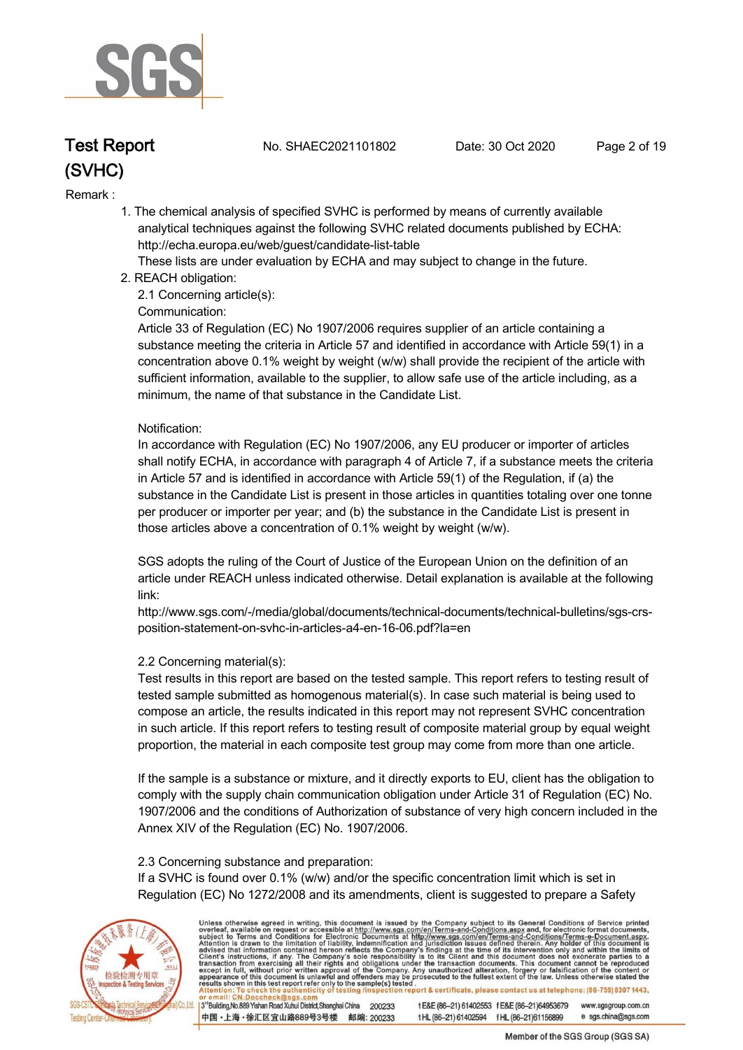Remark :

1. The chemical analysis of specified SVHC is performed by means of currently available analytical techniques against the following SVHC related documents published by ECHA: http://echa.europa.eu/web/guest/candidate-list-table
   These lists are under evaluation by ECHA and may subject to change in the future.
2. REACH obligation:
   2.1 Concerning article(s):
   Communication:
   Article 33 of Regulation (EC) No 1907/2006 requires supplier of an article containing a substance meeting the criteria in Article 57 and identified in accordance with Article 59(1) in a concentration above 0.1% weight by weight (w/w) shall provide the recipient of the article with sufficient information, available to the supplier, to allow safe use of the article including, as a minimum, the name of that substance in the Candidate List.

   Notification:
   In accordance with Regulation (EC) No 1907/2006, any EU producer or importer of articles shall notify ECHA, in accordance with paragraph 4 of Article 7, if a substance meets the criteria in Article 57 and is identified in accordance with Article 59(1) of the Regulation, if (a) the substance in the Candidate List is present in those articles in quantities totaling over one tonne per producer or importer per year; and (b) the substance in the Candidate List is present in those articles above a concentration of 0.1% weight by weight (w/w).

   SGS adopts the ruling of the Court of Justice of the European Union on the definition of an article under REACH unless indicated otherwise. Detail explanation is available at the following link:
   http://www.sgs.com/-/media/global/documents/technical-documents/technical-bulletins/sgs-crs-position-statement-on-svhc-in-articles-a4-en-16-06.pdf?la=en

   2.2 Concerning material(s):
   Test results in this report are based on the tested sample. This report refers to testing result of tested sample submitted as homogenous material(s). In case such material is being used to compose an article, the results indicated in this report may not represent SVHC concentration in such article. If this report refers to testing result of composite material group by equal weight proportion, the material in each composite test group may come from more than one article.

   If the sample is a substance or mixture, and it directly exports to EU, client has the obligation to comply with the supply chain communication obligation under Article 31 of Regulation (EC) No. 1907/2006 and the conditions of Authorization of substance of very high concern included in the Annex XIV of the Regulation (EC) No. 1907/2006.

   2.3 Concerning substance and preparation:
   If a SVHC is found over 0.1% (w/w) and/or the specific concentration limit which is set in Regulation (EC) No 1272/2008 and its amendments, client is suggested to prepare a Safety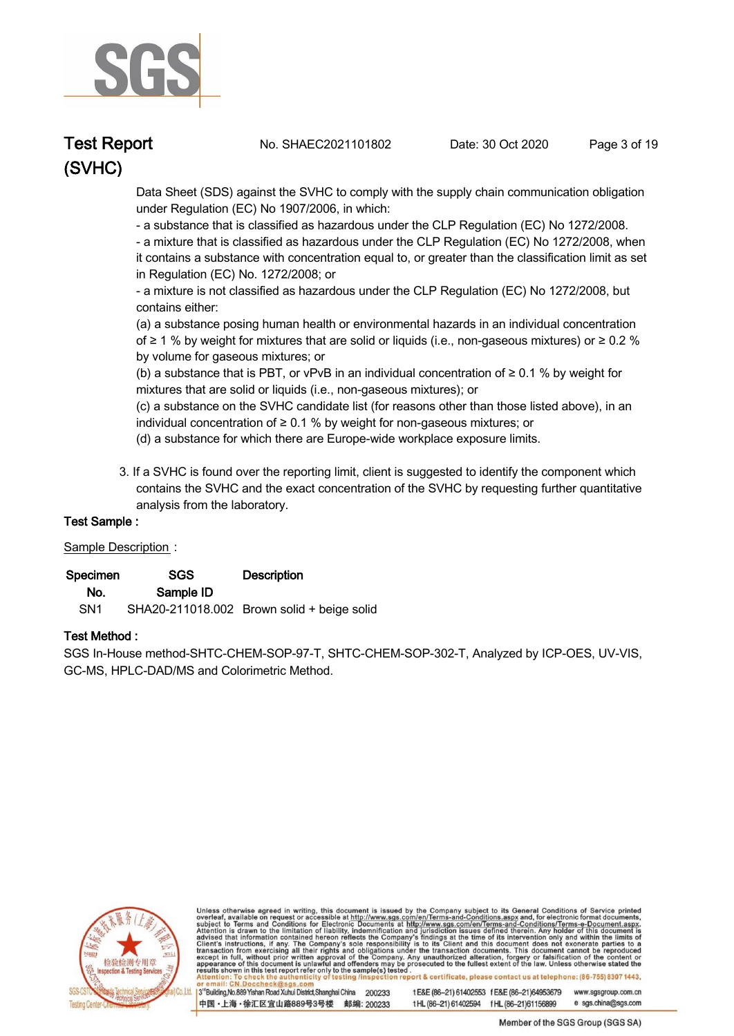Data Sheet (SDS) against the SVHC to comply with the supply chain communication obligation under Regulation (EC) No 1907/2006, in which:

- a substance that is classified as hazardous under the CLP Regulation (EC) No 1272/2008.
- a mixture that is classified as hazardous under the CLP Regulation (EC) No 1272/2008, when it contains a substance with concentration equal to, or greater than the classification limit as set in Regulation (EC) No. 1272/2008; or
- a mixture is not classified as hazardous under the CLP Regulation (EC) No 1272/2008, but contains either:

(a) a substance posing human health or environmental hazards in an individual concentration of ≥ 1 % by weight for mixtures that are solid or liquids (i.e., non-gaseous mixtures) or ≥ 0.2 % by volume for gaseous mixtures; or

(b) a substance that is PBT, or vPvB in an individual concentration of ≥ 0.1 % by weight for mixtures that are solid or liquids (i.e., non-gaseous mixtures); or

(c) a substance on the SVHC candidate list (for reasons other than those listed above), in an individual concentration of ≥ 0.1 % by weight for non-gaseous mixtures; or

(d) a substance for which there are Europe-wide workplace exposure limits.

3. If a SVHC is found over the reporting limit, client is suggested to identify the component which contains the SVHC and the exact concentration of the SVHC by requesting further quantitative analysis from the laboratory.

**Test Sample :**

Sample Description :

| Specimen No. | SGS Sample ID | Description |
|---|---|---|
| SN1 | SHA20-211018.002 | Brown solid + beige solid |

**Test Method :**

SGS In-House method-SHTC-CHEM-SOP-97-T, SHTC-CHEM-SOP-302-T, Analyzed by ICP-OES, UV-VIS, GC-MS, HPLC-DAD/MS and Colorimetric Method.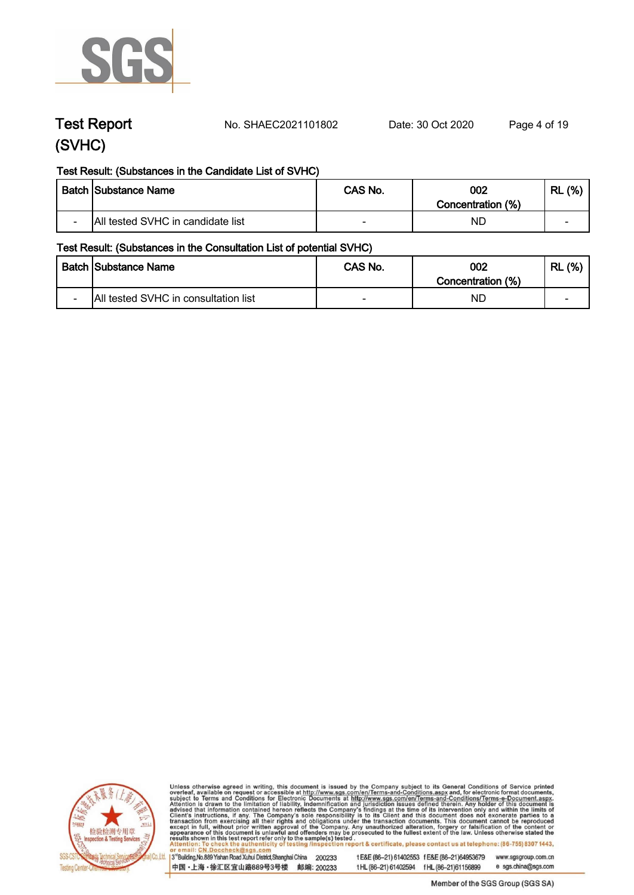# Test Report (SVHC)

No. SHAEC2021101802　　Date: 30 Oct 2020

Test Result: (Substances in the Candidate List of SVHC)

| Batch | Substance Name | CAS No. | 002 Concentration (%) | RL (%) |
|---|---|---|---|---|
| - | All tested SVHC in candidate list | - | ND | - |

Test Result: (Substances in the Consultation List of potential SVHC)

| Batch | Substance Name | CAS No. | 002 Concentration (%) | RL (%) |
|---|---|---|---|---|
| - | All tested SVHC in consultation list | - | ND | - |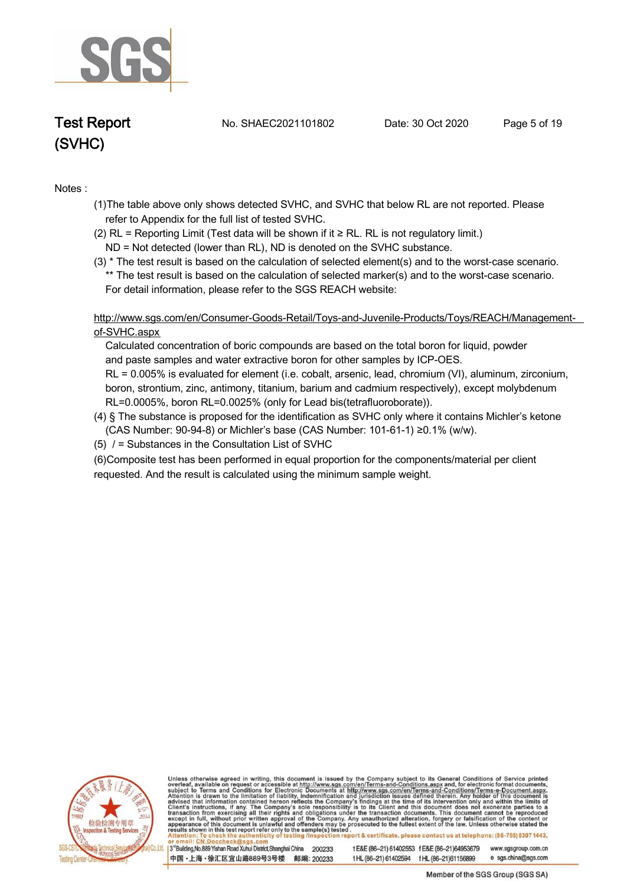Notes :

(1)The table above only shows detected SVHC, and SVHC that below RL are not reported. Please refer to Appendix for the full list of tested SVHC.

(2) RL = Reporting Limit (Test data will be shown if it ≥ RL. RL is not regulatory limit.)
ND = Not detected (lower than RL), ND is denoted on the SVHC substance.

(3) * The test result is based on the calculation of selected element(s) and to the worst-case scenario.
** The test result is based on the calculation of selected marker(s) and to the worst-case scenario.
For detail information, please refer to the SGS REACH website:

http://www.sgs.com/en/Consumer-Goods-Retail/Toys-and-Juvenile-Products/Toys/REACH/Management-of-SVHC.aspx

Calculated concentration of boric compounds are based on the total boron for liquid, powder and paste samples and water extractive boron for other samples by ICP-OES.
RL = 0.005% is evaluated for element (i.e. cobalt, arsenic, lead, chromium (VI), aluminum, zirconium, boron, strontium, zinc, antimony, titanium, barium and cadmium respectively), except molybdenum RL=0.0005%, boron RL=0.0025% (only for Lead bis(tetrafluoroborate)).

(4) § The substance is proposed for the identification as SVHC only where it contains Michler's ketone (CAS Number: 90-94-8) or Michler's base (CAS Number: 101-61-1) ≥0.1% (w/w).

(5) / = Substances in the Consultation List of SVHC

(6)Composite test has been performed in equal proportion for the components/material per client requested. And the result is calculated using the minimum sample weight.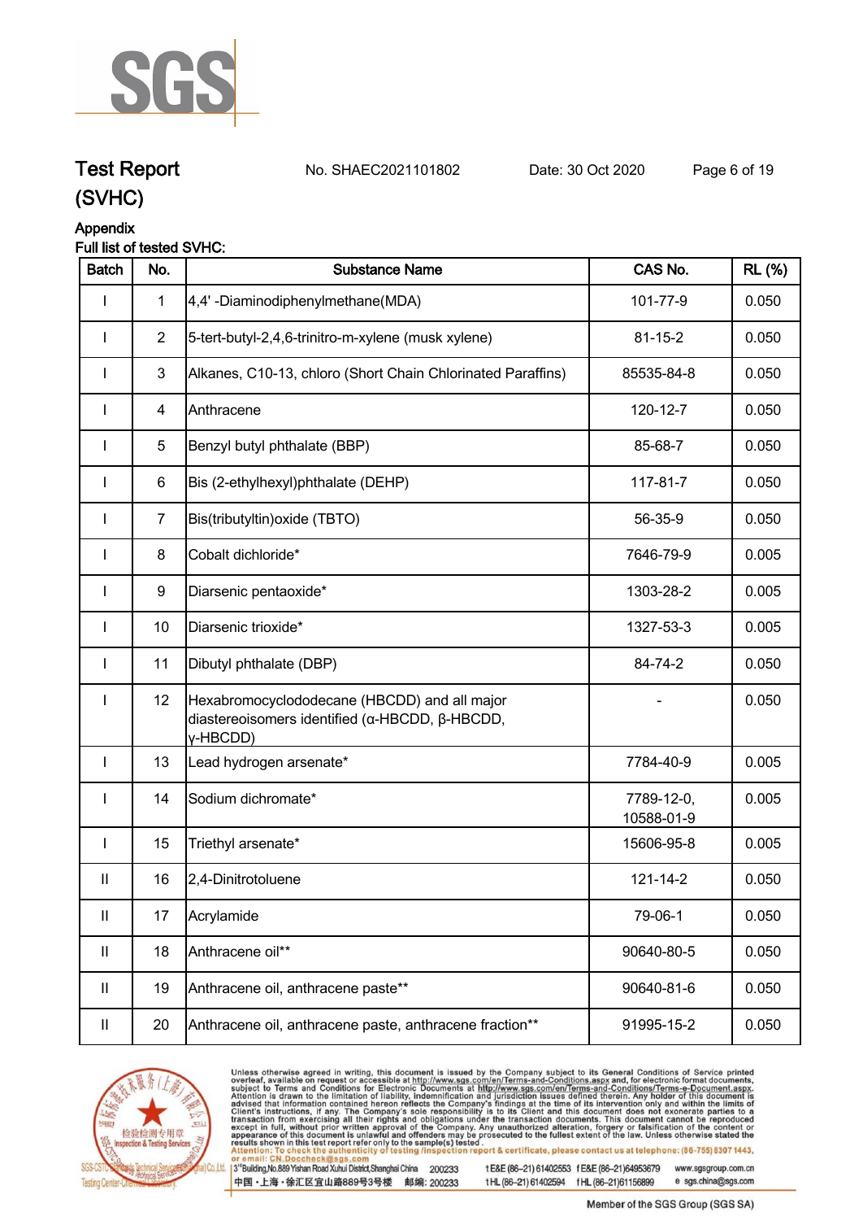## Test Report (SVHC)

No. SHAEC2021101802 Date: 30 Oct 2020

### Appendix

**Full list of tested SVHC:**

| Batch | No. | Substance Name | CAS No. | RL (%) |
|---|---|---|---|---|
| I | 1 | 4,4' -Diaminodiphenylmethane(MDA) | 101-77-9 | 0.050 |
| I | 2 | 5-tert-butyl-2,4,6-trinitro-m-xylene (musk xylene) | 81-15-2 | 0.050 |
| I | 3 | Alkanes, C10-13, chloro (Short Chain Chlorinated Paraffins) | 85535-84-8 | 0.050 |
| I | 4 | Anthracene | 120-12-7 | 0.050 |
| I | 5 | Benzyl butyl phthalate (BBP) | 85-68-7 | 0.050 |
| I | 6 | Bis (2-ethylhexyl)phthalate (DEHP) | 117-81-7 | 0.050 |
| I | 7 | Bis(tributyltin)oxide (TBTO) | 56-35-9 | 0.050 |
| I | 8 | Cobalt dichloride* | 7646-79-9 | 0.005 |
| I | 9 | Diarsenic pentaoxide* | 1303-28-2 | 0.005 |
| I | 10 | Diarsenic trioxide* | 1327-53-3 | 0.005 |
| I | 11 | Dibutyl phthalate (DBP) | 84-74-2 | 0.050 |
| I | 12 | Hexabromocyclododecane (HBCDD) and all major diastereoisomers identified (α-HBCDD, β-HBCDD, γ-HBCDD) | - | 0.050 |
| I | 13 | Lead hydrogen arsenate* | 7784-40-9 | 0.005 |
| I | 14 | Sodium dichromate* | 7789-12-0, 10588-01-9 | 0.005 |
| I | 15 | Triethyl arsenate* | 15606-95-8 | 0.005 |
| II | 16 | 2,4-Dinitrotoluene | 121-14-2 | 0.050 |
| II | 17 | Acrylamide | 79-06-1 | 0.050 |
| II | 18 | Anthracene oil** | 90640-80-5 | 0.050 |
| II | 19 | Anthracene oil, anthracene paste** | 90640-81-6 | 0.050 |
| II | 20 | Anthracene oil, anthracene paste, anthracene fraction** | 91995-15-2 | 0.050 |

Unless otherwise agreed in writing, this document is issued by the Company subject to its General Conditions of Service printed overleaf, available on request or accessible at http://www.sgs.com/en/Terms-and-Conditions.aspx and, for electronic format documents, subject to Terms and Conditions for Electronic Documents at http://www.sgs.com/en/Terms-and-Conditions/Terms-e-Document.aspx. Attention is drawn to the limitation of liability, indemnification and jurisdiction issues defined therein. Any holder of this document is advised that information contained hereon reflects the Company's findings at the time of its intervention only and within the limits of Client's instructions, if any. The Company's sole responsibility is to its Client and this document does not exonerate parties to a transaction from exercising all their rights and obligations under the transaction documents. This document cannot be reproduced except in full, without prior written approval of the Company. Any unauthorized alteration, forgery or falsification of the content or appearance of this document is unlawful and offenders may be prosecuted to the fullest extent of the law. Unless otherwise stated the results shown in this test report refer only to the sample(s) tested.

Attention: To check the authenticity of testing /inspection report & certificate, please contact us at telephone: (86-755) 8307 1443, or email: CN.Doccheck@sgs.com

3rd Building,No.889 Yishan Road Xuhui District,Shanghai China 200233 t E&E (86–21) 61402553 f E&E (86–21)64953679 www.sgsgroup.com.cn

中国・上海・徐汇区宜山路889号3号楼 邮编: 200233 t HL (86–21) 61402594 f HL (86–21)61156899 e sgs.china@sgs.com

Member of the SGS Group (SGS SA)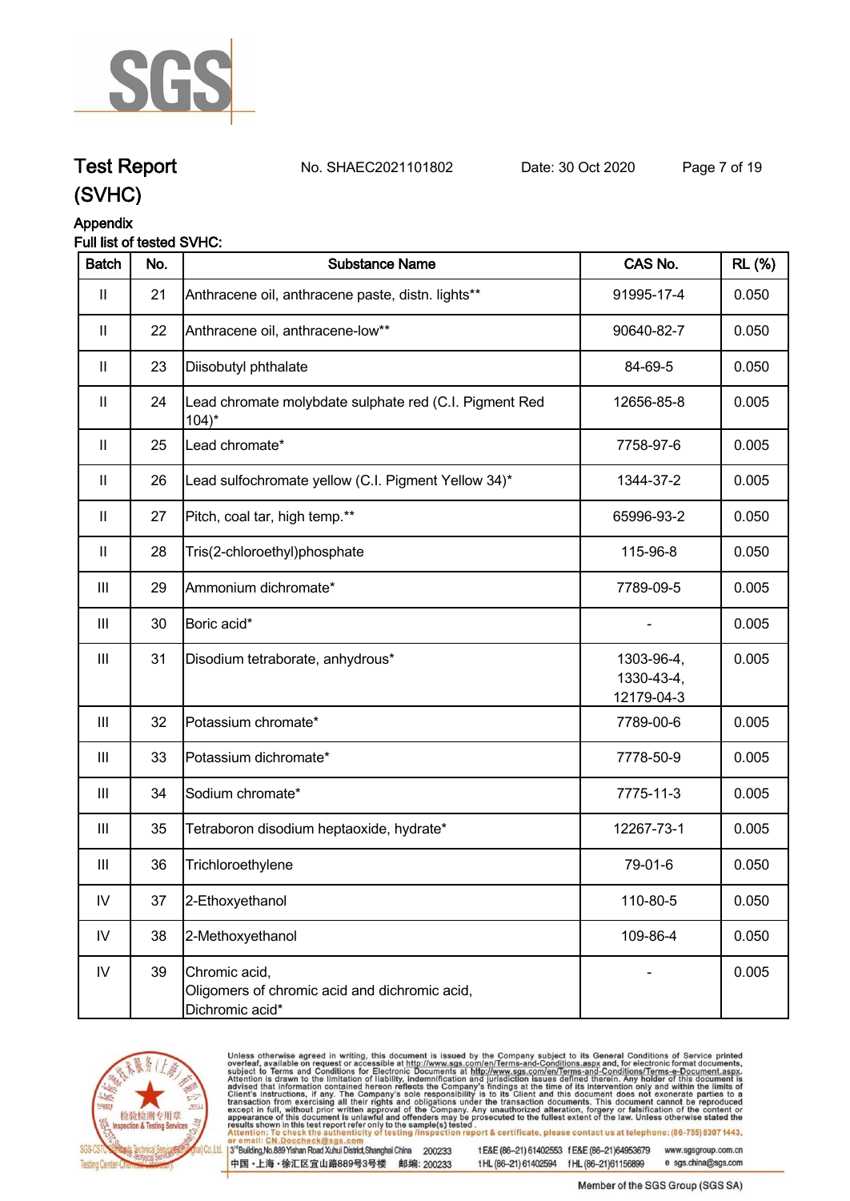**Test Report** No. SHAEC2021101802 Date: 30 Oct 2020

**(SVHC)**

**Appendix**

**Full list of tested SVHC:**

| Batch | No. | Substance Name | CAS No. | RL (%) |
|---|---|---|---|---|
| II | 21 | Anthracene oil, anthracene paste, distn. lights** | 91995-17-4 | 0.050 |
| II | 22 | Anthracene oil, anthracene-low** | 90640-82-7 | 0.050 |
| II | 23 | Diisobutyl phthalate | 84-69-5 | 0.050 |
| II | 24 | Lead chromate molybdate sulphate red (C.I. Pigment Red 104)* | 12656-85-8 | 0.005 |
| II | 25 | Lead chromate* | 7758-97-6 | 0.005 |
| II | 26 | Lead sulfochromate yellow (C.I. Pigment Yellow 34)* | 1344-37-2 | 0.005 |
| II | 27 | Pitch, coal tar, high temp.** | 65996-93-2 | 0.050 |
| II | 28 | Tris(2-chloroethyl)phosphate | 115-96-8 | 0.050 |
| III | 29 | Ammonium dichromate* | 7789-09-5 | 0.005 |
| III | 30 | Boric acid* | - | 0.005 |
| III | 31 | Disodium tetraborate, anhydrous* | 1303-96-4, 1330-43-4, 12179-04-3 | 0.005 |
| III | 32 | Potassium chromate* | 7789-00-6 | 0.005 |
| III | 33 | Potassium dichromate* | 7778-50-9 | 0.005 |
| III | 34 | Sodium chromate* | 7775-11-3 | 0.005 |
| III | 35 | Tetraboron disodium heptaoxide, hydrate* | 12267-73-1 | 0.005 |
| III | 36 | Trichloroethylene | 79-01-6 | 0.050 |
| IV | 37 | 2-Ethoxyethanol | 110-80-5 | 0.050 |
| IV | 38 | 2-Methoxyethanol | 109-86-4 | 0.050 |
| IV | 39 | Chromic acid, Oligomers of chromic acid and dichromic acid, Dichromic acid* | - | 0.005 |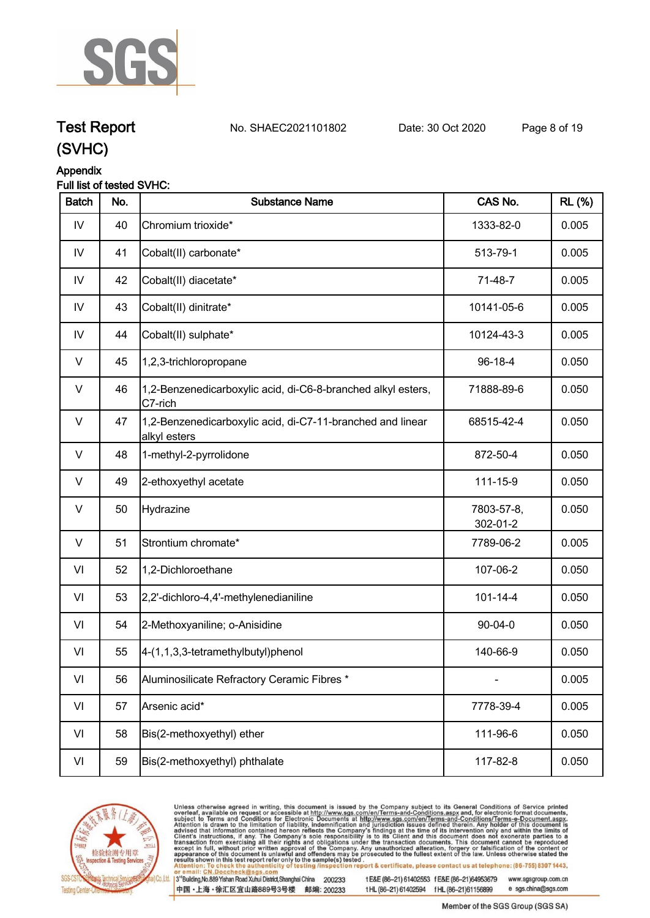Test Report (SVHC)    No. SHAEC2021101802    Date: 30 Oct 2020

Appendix

Full list of tested SVHC:

| Batch | No. | Substance Name | CAS No. | RL (%) |
|---|---|---|---|---|
| IV | 40 | Chromium trioxide* | 1333-82-0 | 0.005 |
| IV | 41 | Cobalt(II) carbonate* | 513-79-1 | 0.005 |
| IV | 42 | Cobalt(II) diacetate* | 71-48-7 | 0.005 |
| IV | 43 | Cobalt(II) dinitrate* | 10141-05-6 | 0.005 |
| IV | 44 | Cobalt(II) sulphate* | 10124-43-3 | 0.005 |
| V | 45 | 1,2,3-trichloropropane | 96-18-4 | 0.050 |
| V | 46 | 1,2-Benzenedicarboxylic acid, di-C6-8-branched alkyl esters, C7-rich | 71888-89-6 | 0.050 |
| V | 47 | 1,2-Benzenedicarboxylic acid, di-C7-11-branched and linear alkyl esters | 68515-42-4 | 0.050 |
| V | 48 | 1-methyl-2-pyrrolidone | 872-50-4 | 0.050 |
| V | 49 | 2-ethoxyethyl acetate | 111-15-9 | 0.050 |
| V | 50 | Hydrazine | 7803-57-8, 302-01-2 | 0.050 |
| V | 51 | Strontium chromate* | 7789-06-2 | 0.005 |
| VI | 52 | 1,2-Dichloroethane | 107-06-2 | 0.050 |
| VI | 53 | 2,2'-dichloro-4,4'-methylenedianiline | 101-14-4 | 0.050 |
| VI | 54 | 2-Methoxyaniline; o-Anisidine | 90-04-0 | 0.050 |
| VI | 55 | 4-(1,1,3,3-tetramethylbutyl)phenol | 140-66-9 | 0.050 |
| VI | 56 | Aluminosilicate Refractory Ceramic Fibres * | - | 0.005 |
| VI | 57 | Arsenic acid* | 7778-39-4 | 0.005 |
| VI | 58 | Bis(2-methoxyethyl) ether | 111-96-6 | 0.050 |
| VI | 59 | Bis(2-methoxyethyl) phthalate | 117-82-8 | 0.050 |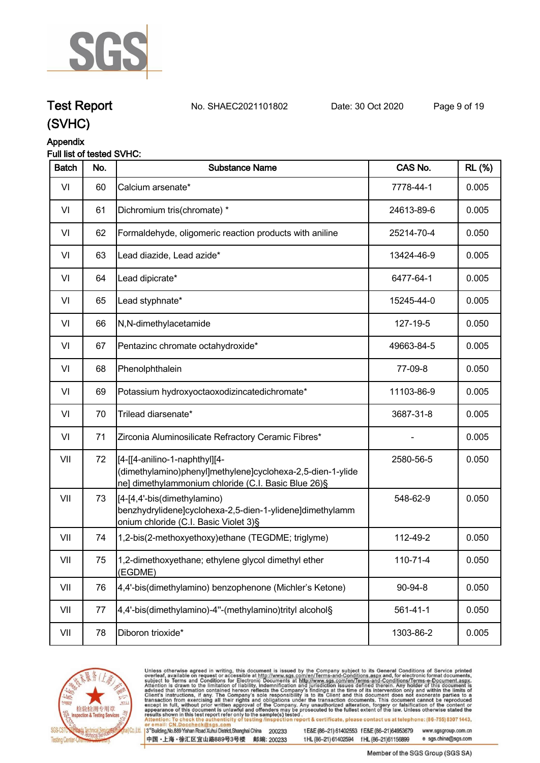# Test Report (SVHC)

No. SHAEC2021101802    Date: 30 Oct 2020

## Appendix

Full list of tested SVHC:

| Batch | No. | Substance Name | CAS No. | RL (%) |
|---|---|---|---|---|
| VI | 60 | Calcium arsenate* | 7778-44-1 | 0.005 |
| VI | 61 | Dichromium tris(chromate) * | 24613-89-6 | 0.005 |
| VI | 62 | Formaldehyde, oligomeric reaction products with aniline | 25214-70-4 | 0.050 |
| VI | 63 | Lead diazide, Lead azide* | 13424-46-9 | 0.005 |
| VI | 64 | Lead dipicrate* | 6477-64-1 | 0.005 |
| VI | 65 | Lead styphnate* | 15245-44-0 | 0.005 |
| VI | 66 | N,N-dimethylacetamide | 127-19-5 | 0.050 |
| VI | 67 | Pentazinc chromate octahydroxide* | 49663-84-5 | 0.005 |
| VI | 68 | Phenolphthalein | 77-09-8 | 0.050 |
| VI | 69 | Potassium hydroxyoctaoxodizincatedichromate* | 11103-86-9 | 0.005 |
| VI | 70 | Trilead diarsenate* | 3687-31-8 | 0.005 |
| VI | 71 | Zirconia Aluminosilicate Refractory Ceramic Fibres* | - | 0.005 |
| VII | 72 | [4-[[4-anilino-1-naphthyl][4-(dimethylamino)phenyl]methylene]cyclohexa-2,5-dien-1-ylidene] dimethylammonium chloride (C.I. Basic Blue 26)§ | 2580-56-5 | 0.050 |
| VII | 73 | [4-[4,4'-bis(dimethylamino) benzhydrylidene]cyclohexa-2,5-dien-1-ylidene]dimethylammonium chloride (C.I. Basic Violet 3)§ | 548-62-9 | 0.050 |
| VII | 74 | 1,2-bis(2-methoxyethoxy)ethane (TEGDME; triglyme) | 112-49-2 | 0.050 |
| VII | 75 | 1,2-dimethoxyethane; ethylene glycol dimethyl ether (EGDME) | 110-71-4 | 0.050 |
| VII | 76 | 4,4'-bis(dimethylamino) benzophenone (Michler's Ketone) | 90-94-8 | 0.050 |
| VII | 77 | 4,4'-bis(dimethylamino)-4''-(methylamino)trityl alcohol§ | 561-41-1 | 0.050 |
| VII | 78 | Diboron trioxide* | 1303-86-2 | 0.005 |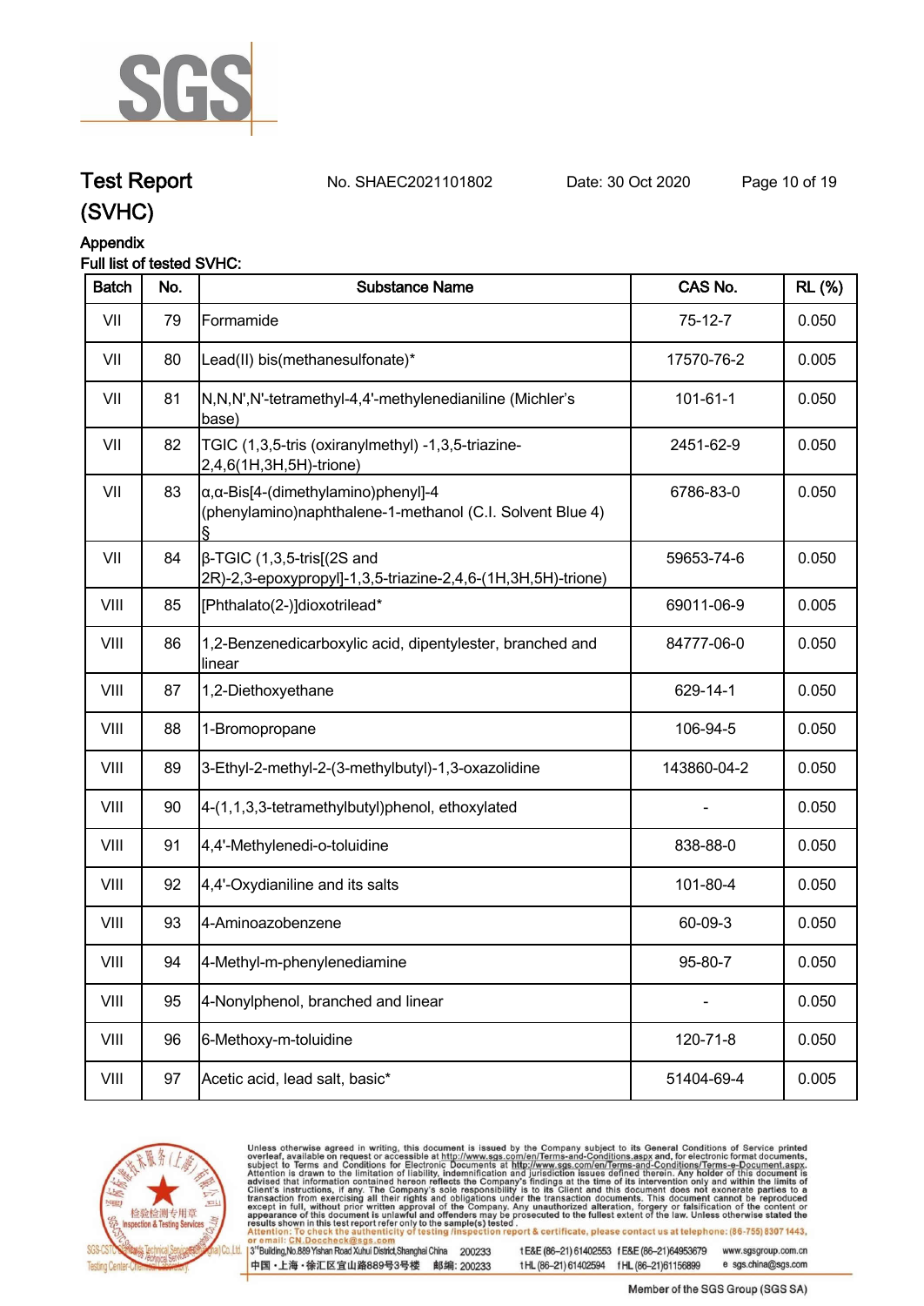# Test Report (SVHC)

No. SHAEC2021101802　　Date: 30 Oct 2020

## Appendix

Full list of tested SVHC:

| Batch | No. | Substance Name | CAS No. | RL (%) |
|---|---|---|---|---|
| VII | 79 | Formamide | 75-12-7 | 0.050 |
| VII | 80 | Lead(II) bis(methanesulfonate)* | 17570-76-2 | 0.005 |
| VII | 81 | N,N,N',N'-tetramethyl-4,4'-methylenedianiline (Michler's base) | 101-61-1 | 0.050 |
| VII | 82 | TGIC (1,3,5-tris (oxiranylmethyl) -1,3,5-triazine-2,4,6(1H,3H,5H)-trione) | 2451-62-9 | 0.050 |
| VII | 83 | α,α-Bis[4-(dimethylamino)phenyl]-4 (phenylamino)naphthalene-1-methanol (C.I. Solvent Blue 4) § | 6786-83-0 | 0.050 |
| VII | 84 | β-TGIC (1,3,5-tris[(2S and 2R)-2,3-epoxypropyl]-1,3,5-triazine-2,4,6-(1H,3H,5H)-trione) | 59653-74-6 | 0.050 |
| VIII | 85 | [Phthalato(2-)]dioxotrilead* | 69011-06-9 | 0.005 |
| VIII | 86 | 1,2-Benzenedicarboxylic acid, dipentylester, branched and linear | 84777-06-0 | 0.050 |
| VIII | 87 | 1,2-Diethoxyethane | 629-14-1 | 0.050 |
| VIII | 88 | 1-Bromopropane | 106-94-5 | 0.050 |
| VIII | 89 | 3-Ethyl-2-methyl-2-(3-methylbutyl)-1,3-oxazolidine | 143860-04-2 | 0.050 |
| VIII | 90 | 4-(1,1,3,3-tetramethylbutyl)phenol, ethoxylated | - | 0.050 |
| VIII | 91 | 4,4'-Methylenedi-o-toluidine | 838-88-0 | 0.050 |
| VIII | 92 | 4,4'-Oxydianiline and its salts | 101-80-4 | 0.050 |
| VIII | 93 | 4-Aminoazobenzene | 60-09-3 | 0.050 |
| VIII | 94 | 4-Methyl-m-phenylenediamine | 95-80-7 | 0.050 |
| VIII | 95 | 4-Nonylphenol, branched and linear | - | 0.050 |
| VIII | 96 | 6-Methoxy-m-toluidine | 120-71-8 | 0.050 |
| VIII | 97 | Acetic acid, lead salt, basic* | 51404-69-4 | 0.005 |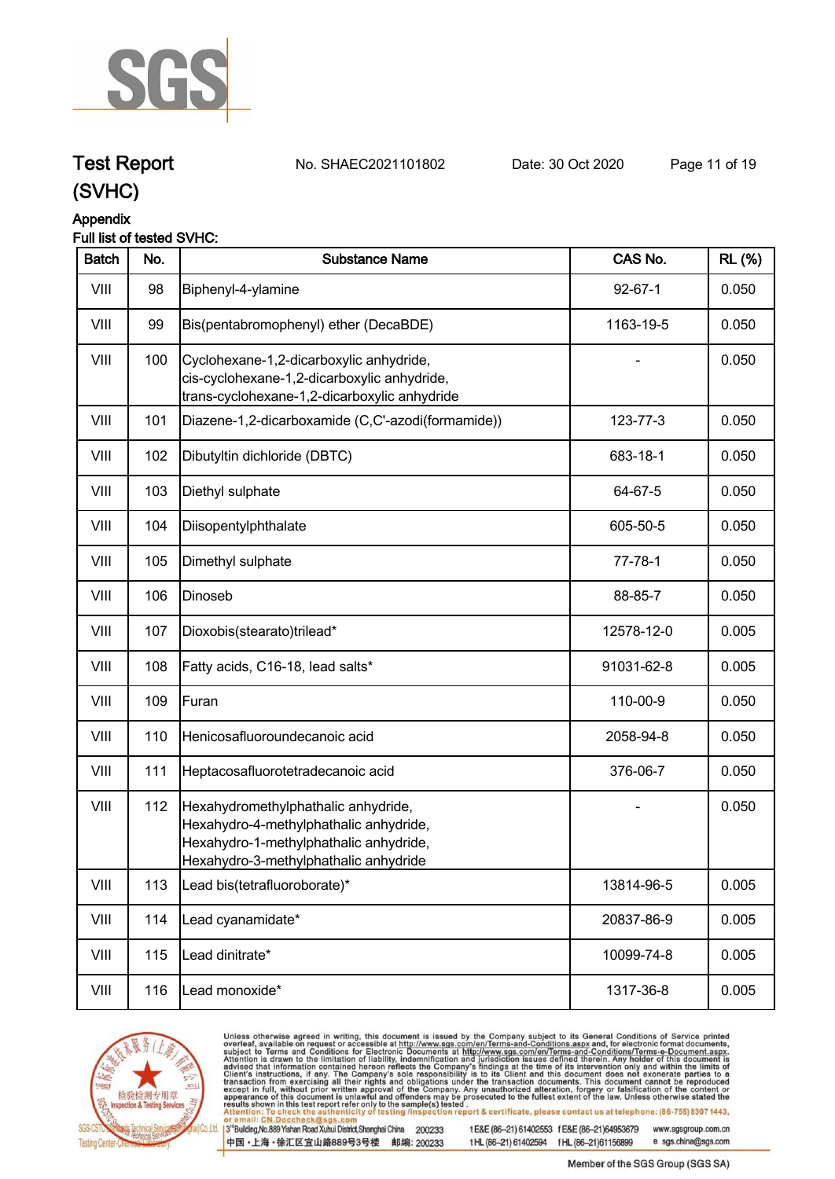# Test Report (SVHC)

No. SHAEC2021101802 Date: 30 Oct 2020

## Appendix

Full list of tested SVHC:

| Batch | No. | Substance Name | CAS No. | RL (%) |
|---|---|---|---|---|
| VIII | 98 | Biphenyl-4-ylamine | 92-67-1 | 0.050 |
| VIII | 99 | Bis(pentabromophenyl) ether (DecaBDE) | 1163-19-5 | 0.050 |
| VIII | 100 | Cyclohexane-1,2-dicarboxylic anhydride, cis-cyclohexane-1,2-dicarboxylic anhydride, trans-cyclohexane-1,2-dicarboxylic anhydride | - | 0.050 |
| VIII | 101 | Diazene-1,2-dicarboxamide (C,C'-azodi(formamide)) | 123-77-3 | 0.050 |
| VIII | 102 | Dibutyltin dichloride (DBTC) | 683-18-1 | 0.050 |
| VIII | 103 | Diethyl sulphate | 64-67-5 | 0.050 |
| VIII | 104 | Diisopentylphthalate | 605-50-5 | 0.050 |
| VIII | 105 | Dimethyl sulphate | 77-78-1 | 0.050 |
| VIII | 106 | Dinoseb | 88-85-7 | 0.050 |
| VIII | 107 | Dioxobis(stearato)trilead* | 12578-12-0 | 0.005 |
| VIII | 108 | Fatty acids, C16-18, lead salts* | 91031-62-8 | 0.005 |
| VIII | 109 | Furan | 110-00-9 | 0.050 |
| VIII | 110 | Henicosafluoroundecanoic acid | 2058-94-8 | 0.050 |
| VIII | 111 | Heptacosafluorotetradecanoic acid | 376-06-7 | 0.050 |
| VIII | 112 | Hexahydromethylphathalic anhydride, Hexahydro-4-methylphathalic anhydride, Hexahydro-1-methylphathalic anhydride, Hexahydro-3-methylphathalic anhydride | - | 0.050 |
| VIII | 113 | Lead bis(tetrafluoroborate)* | 13814-96-5 | 0.005 |
| VIII | 114 | Lead cyanamidate* | 20837-86-9 | 0.005 |
| VIII | 115 | Lead dinitrate* | 10099-74-8 | 0.005 |
| VIII | 116 | Lead monoxide* | 1317-36-8 | 0.005 |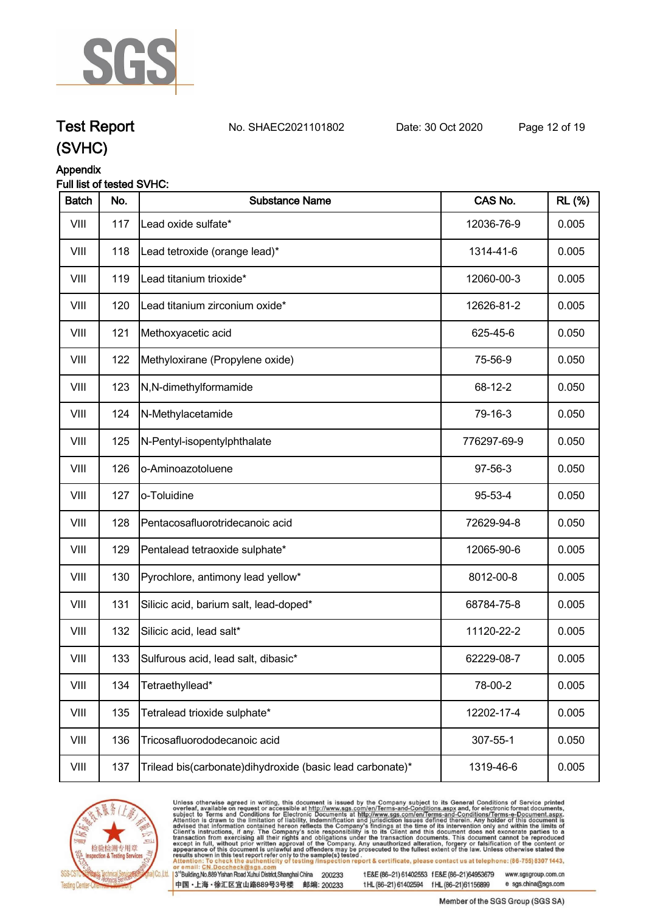# Test Report (SVHC)

No. SHAEC2021101802　　Date: 30 Oct 2020

## Appendix

Full list of tested SVHC:

| Batch | No. | Substance Name | CAS No. | RL (%) |
|---|---|---|---|---|
| VIII | 117 | Lead oxide sulfate* | 12036-76-9 | 0.005 |
| VIII | 118 | Lead tetroxide (orange lead)* | 1314-41-6 | 0.005 |
| VIII | 119 | Lead titanium trioxide* | 12060-00-3 | 0.005 |
| VIII | 120 | Lead titanium zirconium oxide* | 12626-81-2 | 0.005 |
| VIII | 121 | Methoxyacetic acid | 625-45-6 | 0.050 |
| VIII | 122 | Methyloxirane (Propylene oxide) | 75-56-9 | 0.050 |
| VIII | 123 | N,N-dimethylformamide | 68-12-2 | 0.050 |
| VIII | 124 | N-Methylacetamide | 79-16-3 | 0.050 |
| VIII | 125 | N-Pentyl-isopentylphthalate | 776297-69-9 | 0.050 |
| VIII | 126 | o-Aminoazotoluene | 97-56-3 | 0.050 |
| VIII | 127 | o-Toluidine | 95-53-4 | 0.050 |
| VIII | 128 | Pentacosafluorotridecanoic acid | 72629-94-8 | 0.050 |
| VIII | 129 | Pentalead tetraoxide sulphate* | 12065-90-6 | 0.005 |
| VIII | 130 | Pyrochlore, antimony lead yellow* | 8012-00-8 | 0.005 |
| VIII | 131 | Silicic acid, barium salt, lead-doped* | 68784-75-8 | 0.005 |
| VIII | 132 | Silicic acid, lead salt* | 11120-22-2 | 0.005 |
| VIII | 133 | Sulfurous acid, lead salt, dibasic* | 62229-08-7 | 0.005 |
| VIII | 134 | Tetraethyllead* | 78-00-2 | 0.005 |
| VIII | 135 | Tetralead trioxide sulphate* | 12202-17-4 | 0.005 |
| VIII | 136 | Tricosafluorododecanoic acid | 307-55-1 | 0.050 |
| VIII | 137 | Trilead bis(carbonate)dihydroxide (basic lead carbonate)* | 1319-46-6 | 0.005 |

Unless otherwise agreed in writing, this document is issued by the Company subject to its General Conditions of Service printed overleaf, available on request or accessible at http://www.sgs.com/en/Terms-and-Conditions.aspx and, for electronic format documents, subject to Terms and Conditions for Electronic Documents at http://www.sgs.com/en/Terms-and-Conditions/Terms-e-Document.aspx. Attention is drawn to the limitation of liability, indemnification and jurisdiction issues defined therein. Any holder of this document is advised that information contained hereon reflects the Company's findings at the time of its intervention only and within the limits of Client's instructions, if any. The Company's sole responsibility is to its Client and this document does not exonerate parties to a transaction from exercising all their rights and obligations under the transaction documents. This document cannot be reproduced except in full, without prior written approval of the Company. Any unauthorized alteration, forgery or falsification of the content or appearance of this document is unlawful and offenders may be prosecuted to the fullest extent of the law. Unless otherwise stated the results shown in this test report refer only to the sample(s) tested.
Attention: To check the authenticity of testing /inspection report & certificate, please contact us at telephone: (86-755) 8307 1443, or email: CN.Doccheck@sgs.com

3rd Building, No.889 Yishan Road Xuhui District, Shanghai China 200233　t E&E (86-21) 61402553　f E&E (86-21)64953679　www.sgsgroup.com.cn
中国・上海・徐汇区宜山路889号3号楼　邮编: 200233　t HL (86-21) 61402594　f HL (86-21)61156899　e sgs.china@sgs.com

Member of the SGS Group (SGS SA)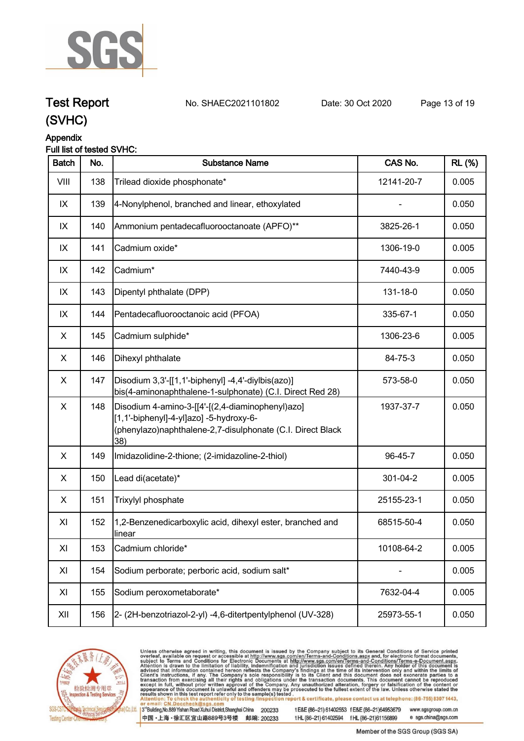# Test Report (SVHC)

No. SHAEC2021101802 Date: 30 Oct 2020

## Appendix

Full list of tested SVHC:

| Batch | No. | Substance Name | CAS No. | RL (%) |
|---|---|---|---|---|
| VIII | 138 | Trilead dioxide phosphonate* | 12141-20-7 | 0.005 |
| IX | 139 | 4-Nonylphenol, branched and linear, ethoxylated | - | 0.050 |
| IX | 140 | Ammonium pentadecafluorooctanoate (APFO)** | 3825-26-1 | 0.050 |
| IX | 141 | Cadmium oxide* | 1306-19-0 | 0.005 |
| IX | 142 | Cadmium* | 7440-43-9 | 0.005 |
| IX | 143 | Dipentyl phthalate (DPP) | 131-18-0 | 0.050 |
| IX | 144 | Pentadecafluorooctanoic acid (PFOA) | 335-67-1 | 0.050 |
| X | 145 | Cadmium sulphide* | 1306-23-6 | 0.005 |
| X | 146 | Dihexyl phthalate | 84-75-3 | 0.050 |
| X | 147 | Disodium 3,3'-[[1,1'-biphenyl] -4,4'-diylbis(azo)] bis(4-aminonaphthalene-1-sulphonate) (C.I. Direct Red 28) | 573-58-0 | 0.050 |
| X | 148 | Disodium 4-amino-3-[[4'-[(2,4-diaminophenyl)azo] [1,1'-biphenyl]-4-yl]azo] -5-hydroxy-6-(phenylazo)naphthalene-2,7-disulphonate (C.I. Direct Black 38) | 1937-37-7 | 0.050 |
| X | 149 | Imidazolidine-2-thione; (2-imidazoline-2-thiol) | 96-45-7 | 0.050 |
| X | 150 | Lead di(acetate)* | 301-04-2 | 0.005 |
| X | 151 | Trixylyl phosphate | 25155-23-1 | 0.050 |
| XI | 152 | 1,2-Benzenedicarboxylic acid, dihexyl ester, branched and linear | 68515-50-4 | 0.050 |
| XI | 153 | Cadmium chloride* | 10108-64-2 | 0.005 |
| XI | 154 | Sodium perborate; perboric acid, sodium salt* | - | 0.005 |
| XI | 155 | Sodium peroxometaborate* | 7632-04-4 | 0.005 |
| XII | 156 | 2- (2H-benzotriazol-2-yl) -4,6-ditertpentylphenol (UV-328) | 25973-55-1 | 0.050 |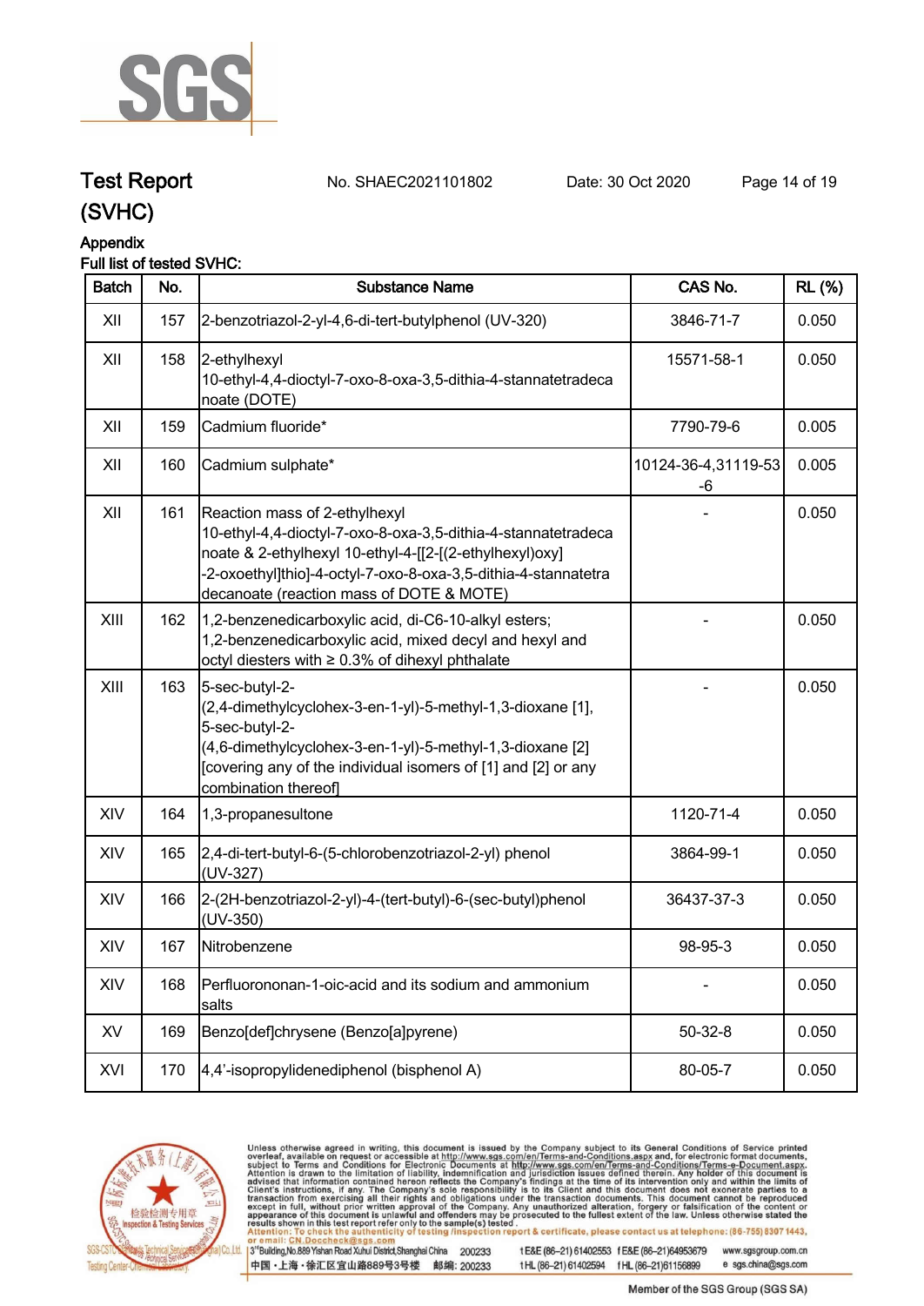# Test Report (SVHC)

No. SHAEC2021101802 Date: 30 Oct 2020

## Appendix

Full list of tested SVHC:

| Batch | No. | Substance Name | CAS No. | RL (%) |
|---|---|---|---|---|
| XII | 157 | 2-benzotriazol-2-yl-4,6-di-tert-butylphenol (UV-320) | 3846-71-7 | 0.050 |
| XII | 158 | 2-ethylhexyl 10-ethyl-4,4-dioctyl-7-oxo-8-oxa-3,5-dithia-4-stannatetradecanoate (DOTE) | 15571-58-1 | 0.050 |
| XII | 159 | Cadmium fluoride* | 7790-79-6 | 0.005 |
| XII | 160 | Cadmium sulphate* | 10124-36-4,31119-53-6 | 0.005 |
| XII | 161 | Reaction mass of 2-ethylhexyl 10-ethyl-4,4-dioctyl-7-oxo-8-oxa-3,5-dithia-4-stannatetradecanoate & 2-ethylhexyl 10-ethyl-4-[[2-[(2-ethylhexyl)oxy]-2-oxoethyl]thio]-4-octyl-7-oxo-8-oxa-3,5-dithia-4-stannatetradecanoate (reaction mass of DOTE & MOTE) | - | 0.050 |
| XIII | 162 | 1,2-benzenedicarboxylic acid, di-C6-10-alkyl esters; 1,2-benzenedicarboxylic acid, mixed decyl and hexyl and octyl diesters with ≥ 0.3% of dihexyl phthalate | - | 0.050 |
| XIII | 163 | 5-sec-butyl-2-(2,4-dimethylcyclohex-3-en-1-yl)-5-methyl-1,3-dioxane [1], 5-sec-butyl-2-(4,6-dimethylcyclohex-3-en-1-yl)-5-methyl-1,3-dioxane [2] [covering any of the individual isomers of [1] and [2] or any combination thereof] | - | 0.050 |
| XIV | 164 | 1,3-propanesultone | 1120-71-4 | 0.050 |
| XIV | 165 | 2,4-di-tert-butyl-6-(5-chlorobenzotriazol-2-yl) phenol (UV-327) | 3864-99-1 | 0.050 |
| XIV | 166 | 2-(2H-benzotriazol-2-yl)-4-(tert-butyl)-6-(sec-butyl)phenol (UV-350) | 36437-37-3 | 0.050 |
| XIV | 167 | Nitrobenzene | 98-95-3 | 0.050 |
| XIV | 168 | Perfluorononan-1-oic-acid and its sodium and ammonium salts | - | 0.050 |
| XV | 169 | Benzo[def]chrysene (Benzo[a]pyrene) | 50-32-8 | 0.050 |
| XVI | 170 | 4,4'-isopropylidenediphenol (bisphenol A) | 80-05-7 | 0.050 |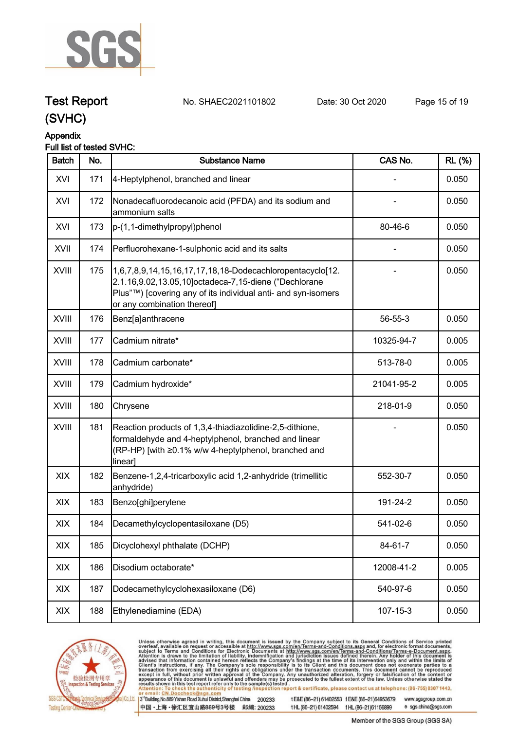# Test Report (SVHC)

No. SHAEC2021101802 Date: 30 Oct 2020

## Appendix

Full list of tested SVHC:

| Batch | No. | Substance Name | CAS No. | RL (%) |
|---|---|---|---|---|
| XVI | 171 | 4-Heptylphenol, branched and linear | - | 0.050 |
| XVI | 172 | Nonadecafluorodecanoic acid (PFDA) and its sodium and ammonium salts | - | 0.050 |
| XVI | 173 | p-(1,1-dimethylpropyl)phenol | 80-46-6 | 0.050 |
| XVII | 174 | Perfluorohexane-1-sulphonic acid and its salts | - | 0.050 |
| XVIII | 175 | 1,6,7,8,9,14,15,16,17,17,18,18-Dodecachloropentacyclo[12.2.1.16,9.02,13.05,10]octadeca-7,15-diene ("Dechlorane Plus"™) [covering any of its individual anti- and syn-isomers or any combination thereof] | - | 0.050 |
| XVIII | 176 | Benz[a]anthracene | 56-55-3 | 0.050 |
| XVIII | 177 | Cadmium nitrate* | 10325-94-7 | 0.005 |
| XVIII | 178 | Cadmium carbonate* | 513-78-0 | 0.005 |
| XVIII | 179 | Cadmium hydroxide* | 21041-95-2 | 0.005 |
| XVIII | 180 | Chrysene | 218-01-9 | 0.050 |
| XVIII | 181 | Reaction products of 1,3,4-thiadiazolidine-2,5-dithione, formaldehyde and 4-heptylphenol, branched and linear (RP-HP) [with ≥0.1% w/w 4-heptylphenol, branched and linear] | - | 0.050 |
| XIX | 182 | Benzene-1,2,4-tricarboxylic acid 1,2-anhydride (trimellitic anhydride) | 552-30-7 | 0.050 |
| XIX | 183 | Benzo[ghi]perylene | 191-24-2 | 0.050 |
| XIX | 184 | Decamethylcyclopentasiloxane (D5) | 541-02-6 | 0.050 |
| XIX | 185 | Dicyclohexyl phthalate (DCHP) | 84-61-7 | 0.050 |
| XIX | 186 | Disodium octaborate* | 12008-41-2 | 0.005 |
| XIX | 187 | Dodecamethylcyclohexasiloxane (D6) | 540-97-6 | 0.050 |
| XIX | 188 | Ethylenediamine (EDA) | 107-15-3 | 0.050 |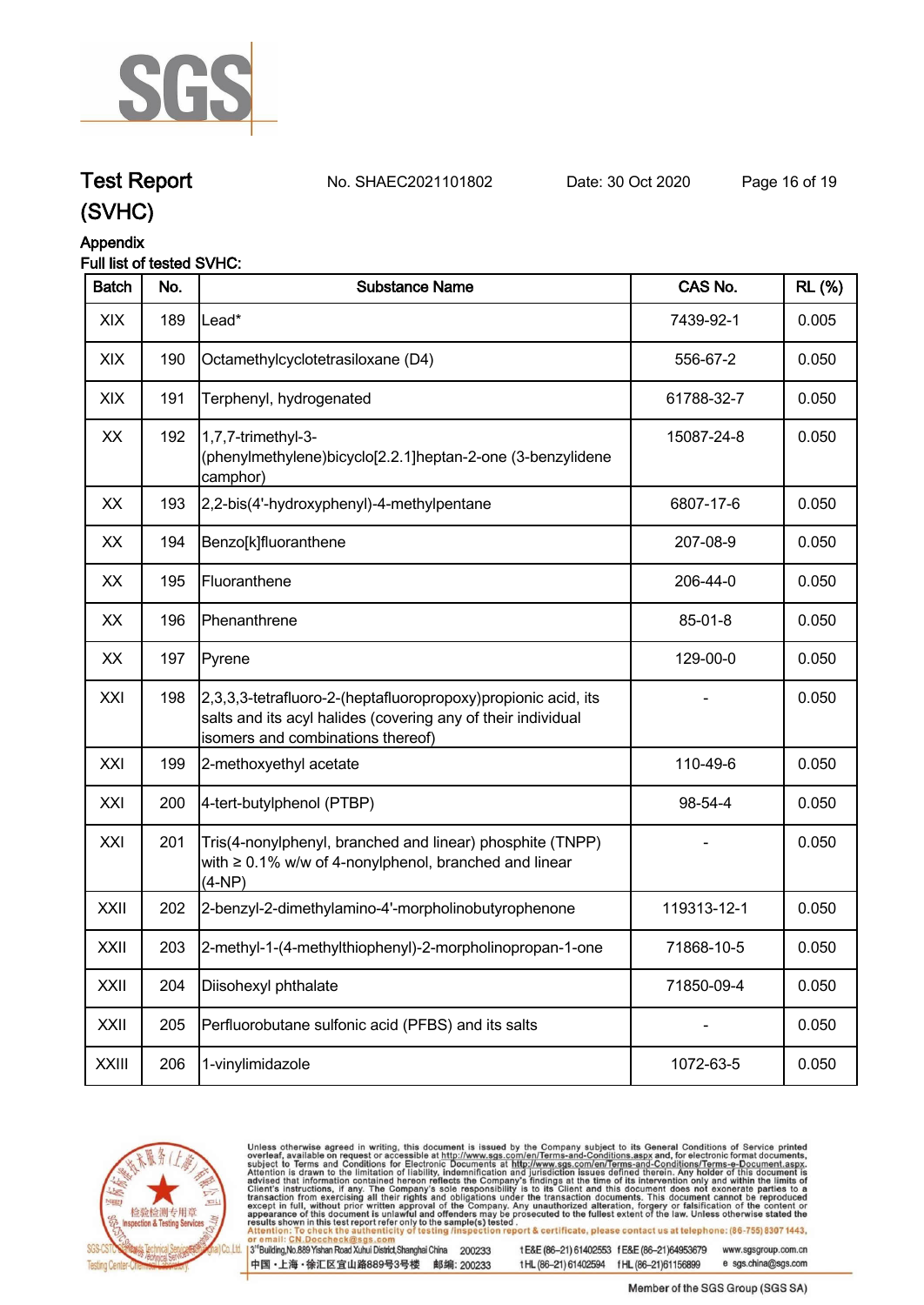# Test Report (SVHC)

No. SHAEC2021101802 Date: 30 Oct 2020

## Appendix

Full list of tested SVHC:

| Batch | No. | Substance Name | CAS No. | RL (%) |
|---|---|---|---|---|
| XIX | 189 | Lead* | 7439-92-1 | 0.005 |
| XIX | 190 | Octamethylcyclotetrasiloxane (D4) | 556-67-2 | 0.050 |
| XIX | 191 | Terphenyl, hydrogenated | 61788-32-7 | 0.050 |
| XX | 192 | 1,7,7-trimethyl-3-(phenylmethylene)bicyclo[2.2.1]heptan-2-one (3-benzylidene camphor) | 15087-24-8 | 0.050 |
| XX | 193 | 2,2-bis(4'-hydroxyphenyl)-4-methylpentane | 6807-17-6 | 0.050 |
| XX | 194 | Benzo[k]fluoranthene | 207-08-9 | 0.050 |
| XX | 195 | Fluoranthene | 206-44-0 | 0.050 |
| XX | 196 | Phenanthrene | 85-01-8 | 0.050 |
| XX | 197 | Pyrene | 129-00-0 | 0.050 |
| XXI | 198 | 2,3,3,3-tetrafluoro-2-(heptafluoropropoxy)propionic acid, its salts and its acyl halides (covering any of their individual isomers and combinations thereof) | - | 0.050 |
| XXI | 199 | 2-methoxyethyl acetate | 110-49-6 | 0.050 |
| XXI | 200 | 4-tert-butylphenol (PTBP) | 98-54-4 | 0.050 |
| XXI | 201 | Tris(4-nonylphenyl, branched and linear) phosphite (TNPP) with ≥ 0.1% w/w of 4-nonylphenol, branched and linear (4-NP) | - | 0.050 |
| XXII | 202 | 2-benzyl-2-dimethylamino-4'-morpholinobutyrophenone | 119313-12-1 | 0.050 |
| XXII | 203 | 2-methyl-1-(4-methylthiophenyl)-2-morpholinopropan-1-one | 71868-10-5 | 0.050 |
| XXII | 204 | Diisohexyl phthalate | 71850-09-4 | 0.050 |
| XXII | 205 | Perfluorobutane sulfonic acid (PFBS) and its salts | - | 0.050 |
| XXIII | 206 | 1-vinylimidazole | 1072-63-5 | 0.050 |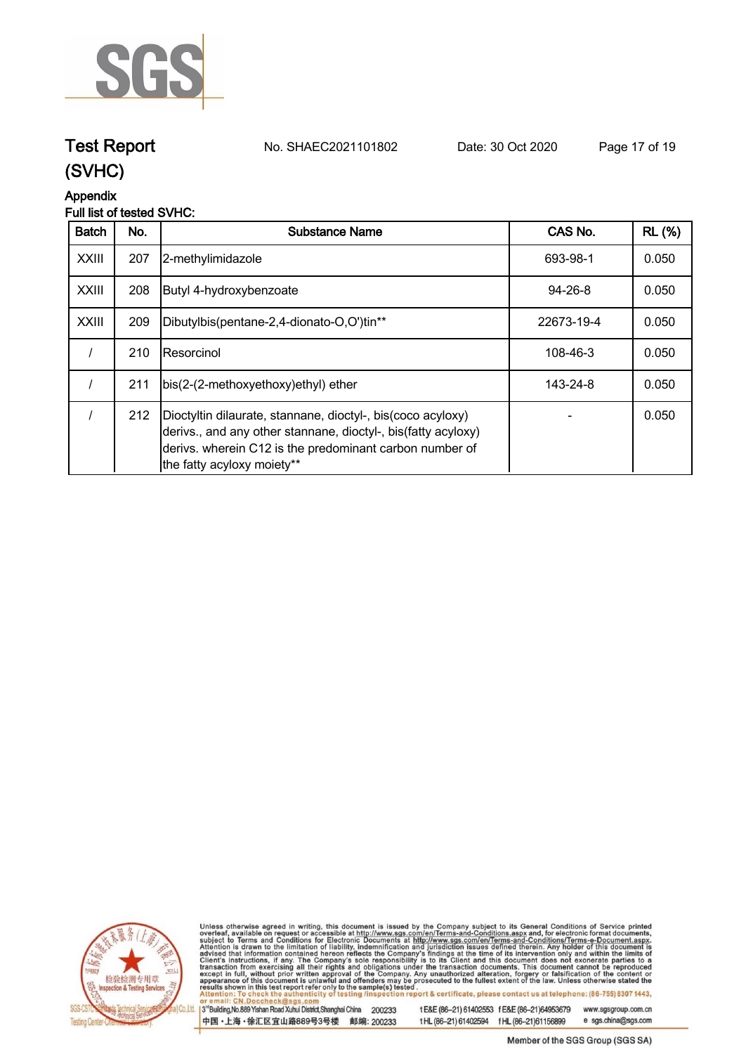# Test Report (SVHC)

No. SHAEC2021101802 Date: 30 Oct 2020

Appendix

Full list of tested SVHC:

| Batch | No. | Substance Name | CAS No. | RL (%) |
|---|---|---|---|---|
| XXIII | 207 | 2-methylimidazole | 693-98-1 | 0.050 |
| XXIII | 208 | Butyl 4-hydroxybenzoate | 94-26-8 | 0.050 |
| XXIII | 209 | Dibutylbis(pentane-2,4-dionato-O,O')tin** | 22673-19-4 | 0.050 |
| / | 210 | Resorcinol | 108-46-3 | 0.050 |
| / | 211 | bis(2-(2-methoxyethoxy)ethyl) ether | 143-24-8 | 0.050 |
| / | 212 | Dioctyltin dilaurate, stannane, dioctyl-, bis(coco acyloxy) derivs., and any other stannane, dioctyl-, bis(fatty acyloxy) derivs. wherein C12 is the predominant carbon number of the fatty acyloxy moiety** | - | 0.050 |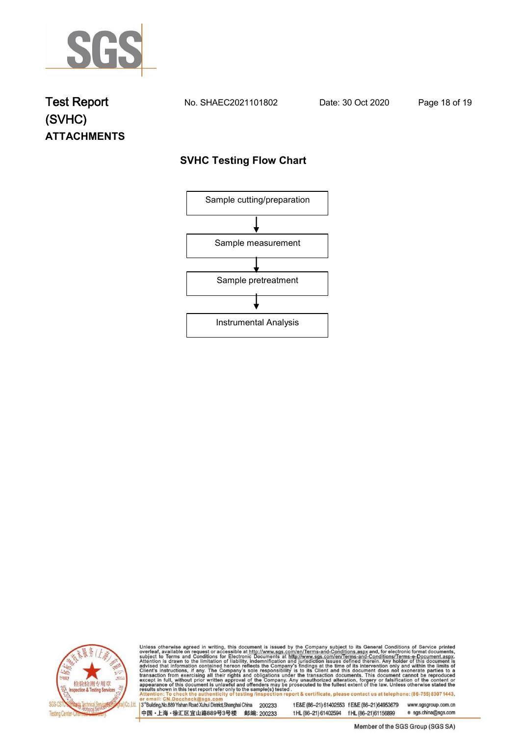Test Report (SVHC) No. SHAEC2021101802 Date: 30 Oct 2020

**ATTACHMENTS**

## SVHC Testing Flow Chart

Sample cutting/preparation

↓

Sample measurement

↓

Sample pretreatment

↓

Instrumental Analysis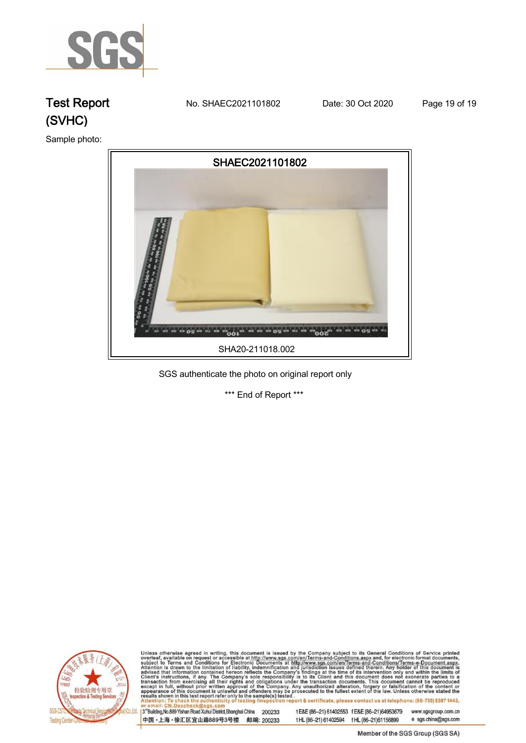Sample photo:

SHAEC2021101802

SHA20-211018.002

SGS authenticate the photo on original report only

*** End of Report ***

Unless otherwise agreed in writing, this document is issued by the Company subject to its General Conditions of Service printed overleaf, available on request or accessible at http://www.sgs.com/en/Terms-and-Conditions.aspx and, for electronic format documents, subject to Terms and Conditions for Electronic Documents at http://www.sgs.com/en/Terms-and-Conditions/Terms-e-Document.aspx. Attention is drawn to the limitation of liability, indemnification and jurisdiction issues defined therein. Any holder of this document is advised that information contained hereon reflects the Company's findings at the time of its intervention only and within the limits of Client's instructions, if any. The Company's sole responsibility is to its Client and this document does not exonerate parties to a transaction from exercising all their rights and obligations under the transaction documents. This document cannot be reproduced except in full, without prior written approval of the Company. Any unauthorized alteration, forgery or falsification of the content or appearance of this document is unlawful and offenders may be prosecuted to the fullest extent of the law. Unless otherwise stated the results shown in this test report refer only to the sample(s) tested .
Attention: To check the authenticity of testing /inspection report & certificate, please contact us at telephone: (86-755) 8307 1443, or email: CN.Doccheck@sgs.com

3rd Building,No.889 Yishan Road Xuhui District,Shanghai China 200233 t E&E (86–21) 61402553 f E&E (86–21)64953679 www.sgsgroup.com.cn
中国・上海・徐汇区宜山路889号3号楼 邮编: 200233 t HL (86–21) 61402594 f HL (86–21)61156899 e sgs.china@sgs.com

Member of the SGS Group (SGS SA)